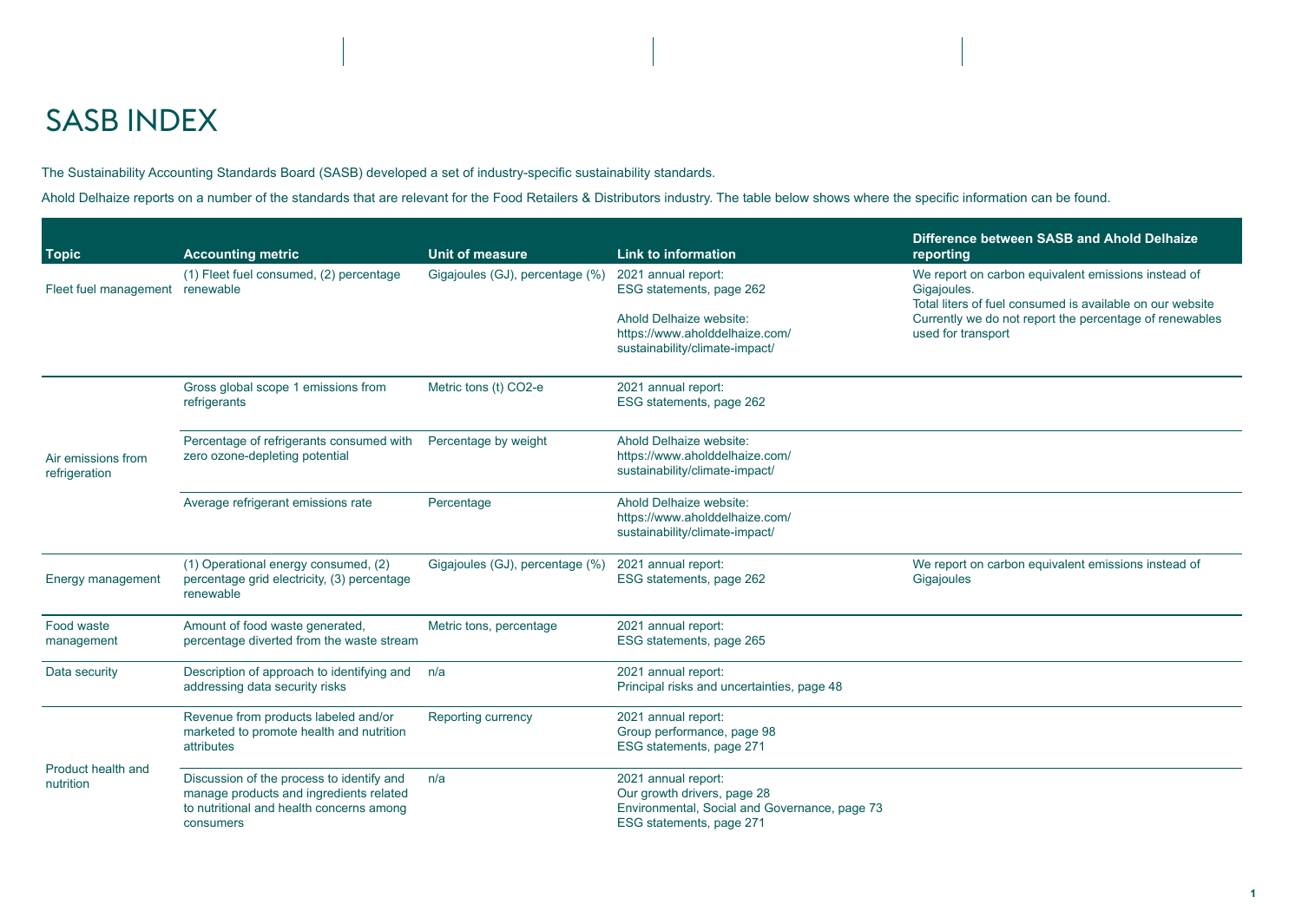# SASB INDEX

The Sustainability Accounting Standards Board (SASB) developed a set of industry-specific sustainability standards.

Ahold Delhaize reports on a number of the standards that are relevant for the Food Retailers & Distributors industry. The table below shows where the specific information can be found.

| Topic | Accounting metric | Unit of measure | Link to information | Difference between SASB and Ahold Delhaize reporting |
|---|---|---|---|---|
| Fleet fuel management | (1) Fleet fuel consumed, (2) percentage renewable | Gigajoules (GJ), percentage (%) | 2021 annual report: ESG statements, page 262<br><br>Ahold Delhaize website: https://www.aholddelhaize.com/sustainability/climate-impact/ | We report on carbon equivalent emissions instead of Gigajoules.<br>Total liters of fuel consumed is available on our website<br>Currently we do not report the percentage of renewables used for transport |
| Air emissions from refrigeration | Gross global scope 1 emissions from refrigerants | Metric tons (t) CO2-e | 2021 annual report: ESG statements, page 262 | |
| | Percentage of refrigerants consumed with zero ozone-depleting potential | Percentage by weight | Ahold Delhaize website: https://www.aholddelhaize.com/sustainability/climate-impact/ | |
| | Average refrigerant emissions rate | Percentage | Ahold Delhaize website: https://www.aholddelhaize.com/sustainability/climate-impact/ | |
| Energy management | (1) Operational energy consumed, (2) percentage grid electricity, (3) percentage renewable | Gigajoules (GJ), percentage (%) | 2021 annual report: ESG statements, page 262 | We report on carbon equivalent emissions instead of Gigajoules |
| Food waste management | Amount of food waste generated, percentage diverted from the waste stream | Metric tons, percentage | 2021 annual report: ESG statements, page 265 | |
| Data security | Description of approach to identifying and addressing data security risks | n/a | 2021 annual report: Principal risks and uncertainties, page 48 | |
| Product health and nutrition | Revenue from products labeled and/or marketed to promote health and nutrition attributes | Reporting currency | 2021 annual report: Group performance, page 98<br>ESG statements, page 271 | |
| | Discussion of the process to identify and manage products and ingredients related to nutritional and health concerns among consumers | n/a | 2021 annual report: Our growth drivers, page 28<br>Environmental, Social and Governance, page 73<br>ESG statements, page 271 | |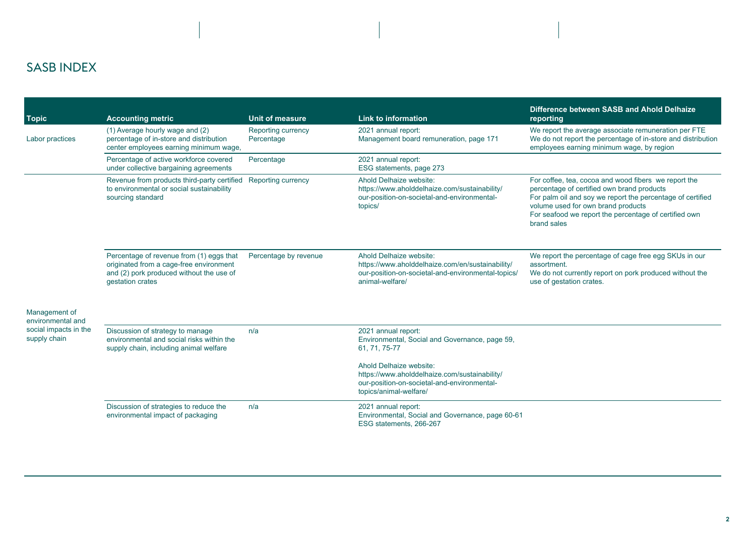# SASB INDEX

| Topic | Accounting metric | Unit of measure | Link to information | Difference between SASB and Ahold Delhaize reporting |
|---|---|---|---|---|
| Labor practices | (1) Average hourly wage and (2) percentage of in-store and distribution center employees earning minimum wage, | Reporting currency<br>Percentage | 2021 annual report:<br>Management board remuneration, page 171 | We report the average associate remuneration per FTE<br>We do not report the percentage of in-store and distribution employees earning minimum wage, by region |
| | Percentage of active workforce covered under collective bargaining agreements | Percentage | 2021 annual report:<br>ESG statements, page 273 | |
| Management of environmental and social impacts in the supply chain | Revenue from products third-party certified to environmental or social sustainability sourcing standard | Reporting currency | Ahold Delhaize website:<br>https://www.aholddelhaize.com/sustainability/our-position-on-societal-and-environmental-topics/ | For coffee, tea, cocoa and wood fibers we report the percentage of certified own brand products<br>For palm oil and soy we report the percentage of certified volume used for own brand products<br>For seafood we report the percentage of certified own brand sales |
| | Percentage of revenue from (1) eggs that originated from a cage-free environment and (2) pork produced without the use of gestation crates | Percentage by revenue | Ahold Delhaize website:<br>https://www.aholddelhaize.com/en/sustainability/our-position-on-societal-and-environmental-topics/animal-welfare/ | We report the percentage of cage free egg SKUs in our assortment.<br>We do not currently report on pork produced without the use of gestation crates. |
| | Discussion of strategy to manage environmental and social risks within the supply chain, including animal welfare | n/a | 2021 annual report:<br>Environmental, Social and Governance, page 59, 61, 71, 75-77<br><br>Ahold Delhaize website:<br>https://www.aholddelhaize.com/sustainability/our-position-on-societal-and-environmental-topics/animal-welfare/ | |
| | Discussion of strategies to reduce the environmental impact of packaging | n/a | 2021 annual report:<br>Environmental, Social and Governance, page 60-61<br>ESG statements, 266-267 | |